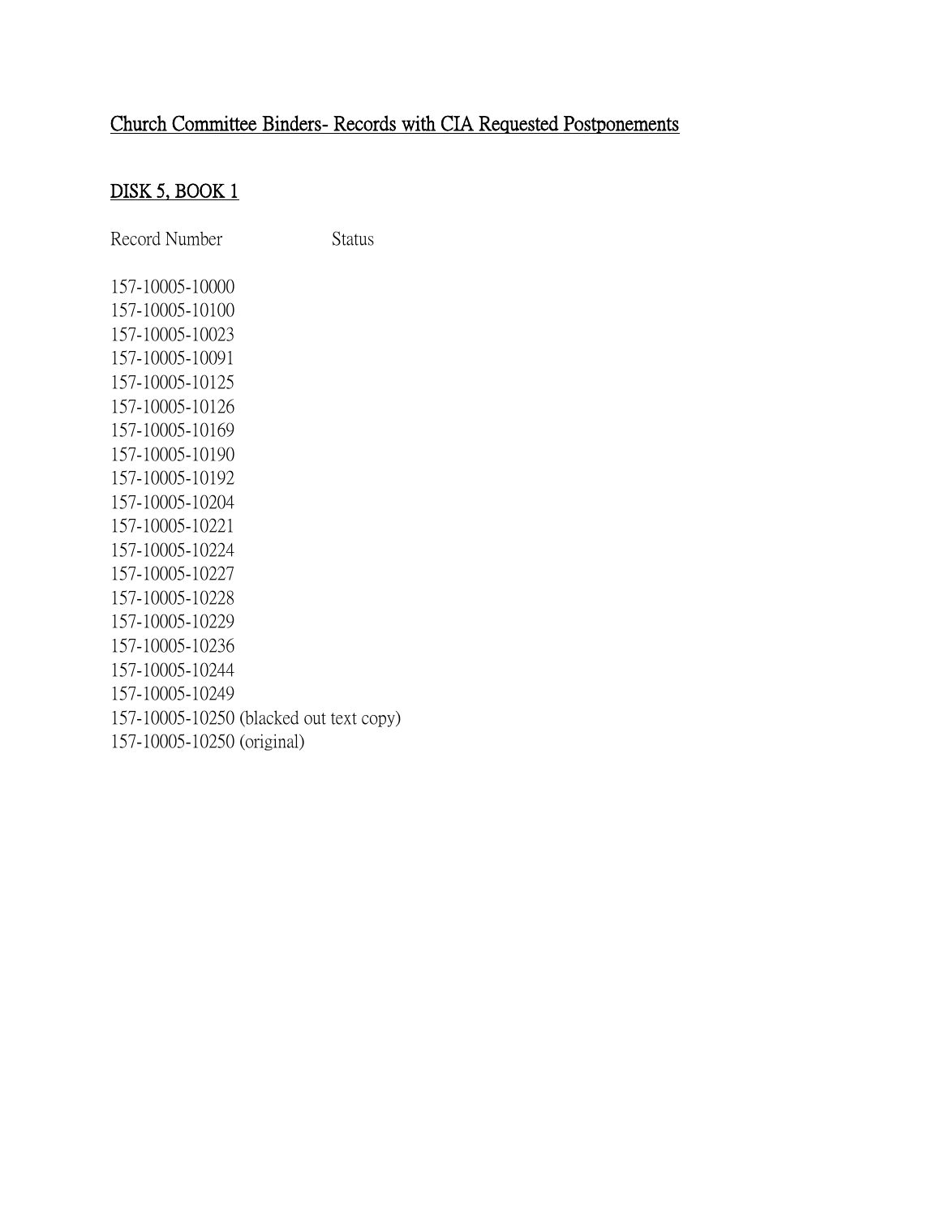# Church Committee Binders- Records with CIA Requested Postponements

## DISK 5, BOOK 1

| Record Number | Status |
| --- | --- |
| 157-10005-10000 | |
| 157-10005-10100 | |
| 157-10005-10023 | |
| 157-10005-10091 | |
| 157-10005-10125 | |
| 157-10005-10126 | |
| 157-10005-10169 | |
| 157-10005-10190 | |
| 157-10005-10192 | |
| 157-10005-10204 | |
| 157-10005-10221 | |
| 157-10005-10224 | |
| 157-10005-10227 | |
| 157-10005-10228 | |
| 157-10005-10229 | |
| 157-10005-10236 | |
| 157-10005-10244 | |
| 157-10005-10249 | |
| 157-10005-10250 (blacked out text copy) | |
| 157-10005-10250 (original) | |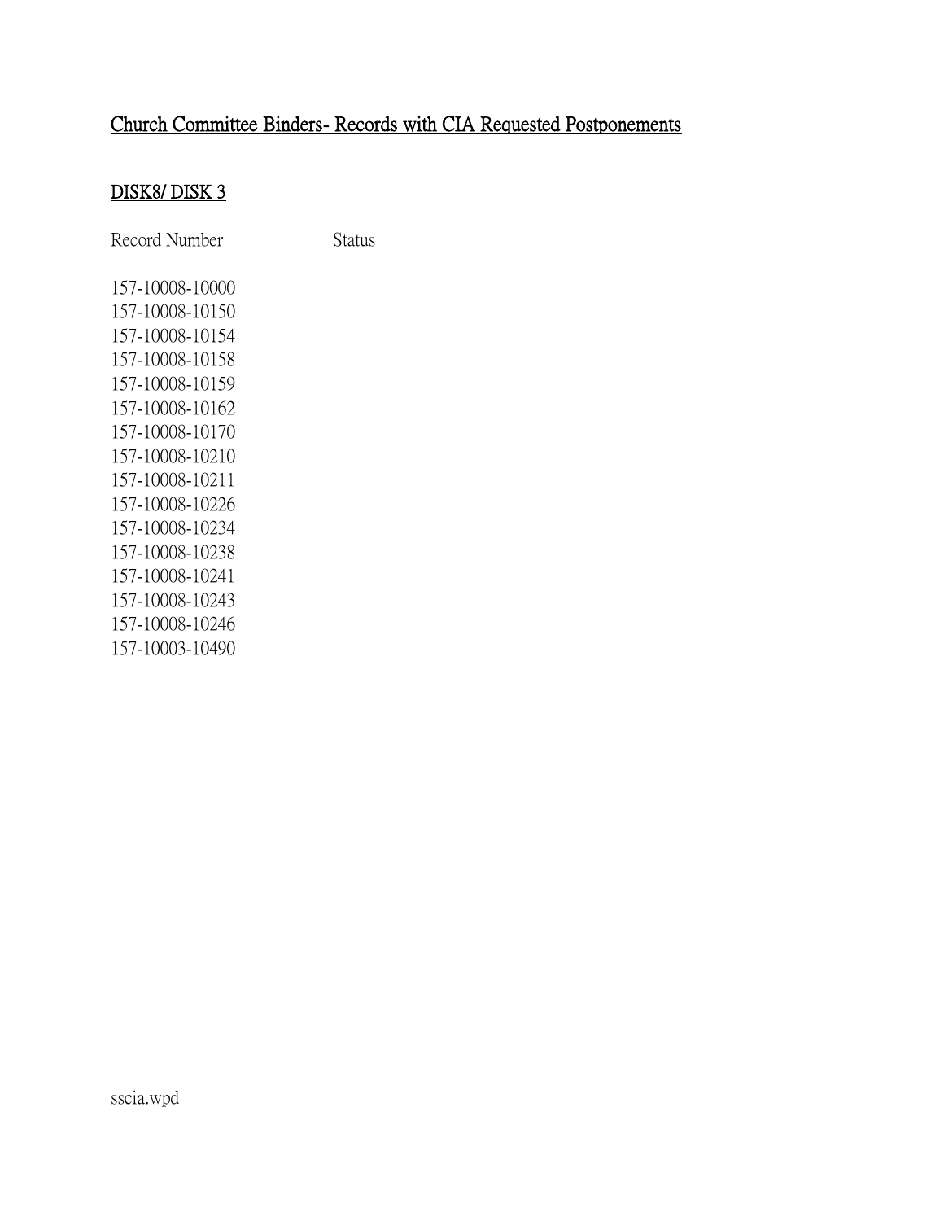# Church Committee Binders- Records with CIA Requested Postponements

## DISK8/ DISK 3

| Record Number | Status |
| --- | --- |
| 157-10008-10000 | |
| 157-10008-10150 | |
| 157-10008-10154 | |
| 157-10008-10158 | |
| 157-10008-10159 | |
| 157-10008-10162 | |
| 157-10008-10170 | |
| 157-10008-10210 | |
| 157-10008-10211 | |
| 157-10008-10226 | |
| 157-10008-10234 | |
| 157-10008-10238 | |
| 157-10008-10241 | |
| 157-10008-10243 | |
| 157-10008-10246 | |
| 157-10003-10490 | |

sscia.wpd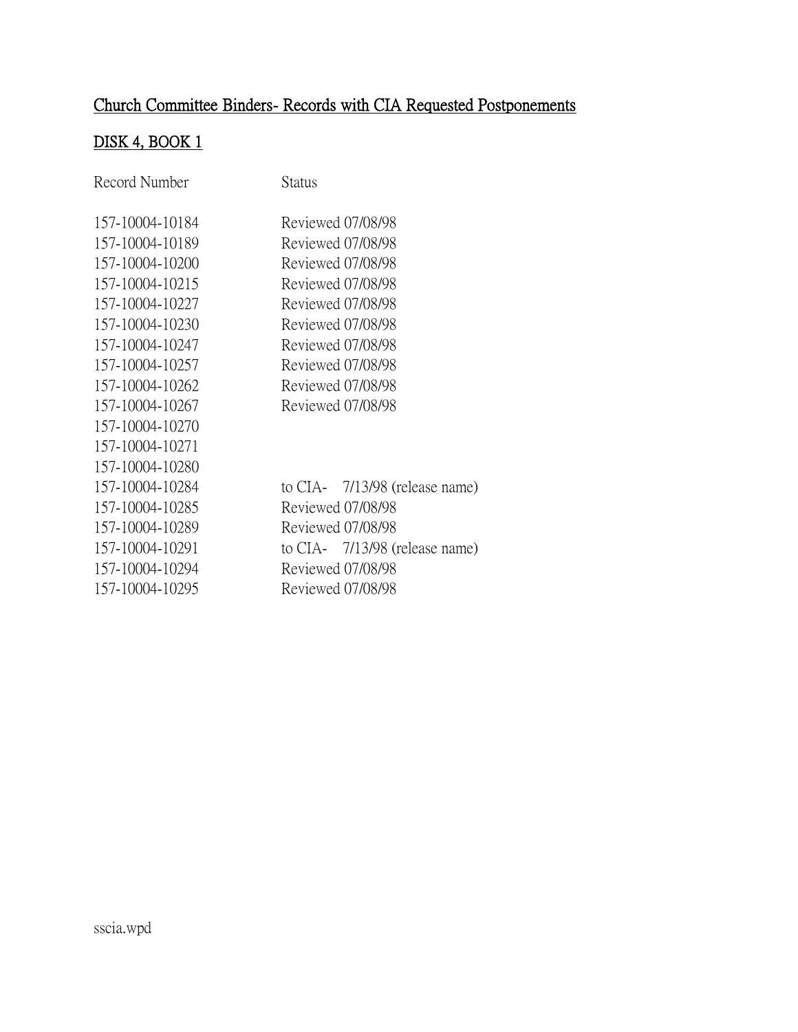# Church Committee Binders- Records with CIA Requested Postponements

## DISK 4, BOOK 1

| Record Number | Status |
|---|---|
| 157-10004-10184 | Reviewed 07/08/98 |
| 157-10004-10189 | Reviewed 07/08/98 |
| 157-10004-10200 | Reviewed 07/08/98 |
| 157-10004-10215 | Reviewed 07/08/98 |
| 157-10004-10227 | Reviewed 07/08/98 |
| 157-10004-10230 | Reviewed 07/08/98 |
| 157-10004-10247 | Reviewed 07/08/98 |
| 157-10004-10257 | Reviewed 07/08/98 |
| 157-10004-10262 | Reviewed 07/08/98 |
| 157-10004-10267 | Reviewed 07/08/98 |
| 157-10004-10270 | |
| 157-10004-10271 | |
| 157-10004-10280 | |
| 157-10004-10284 | to CIA- 7/13/98 (release name) |
| 157-10004-10285 | Reviewed 07/08/98 |
| 157-10004-10289 | Reviewed 07/08/98 |
| 157-10004-10291 | to CIA- 7/13/98 (release name) |
| 157-10004-10294 | Reviewed 07/08/98 |
| 157-10004-10295 | Reviewed 07/08/98 |

sscia.wpd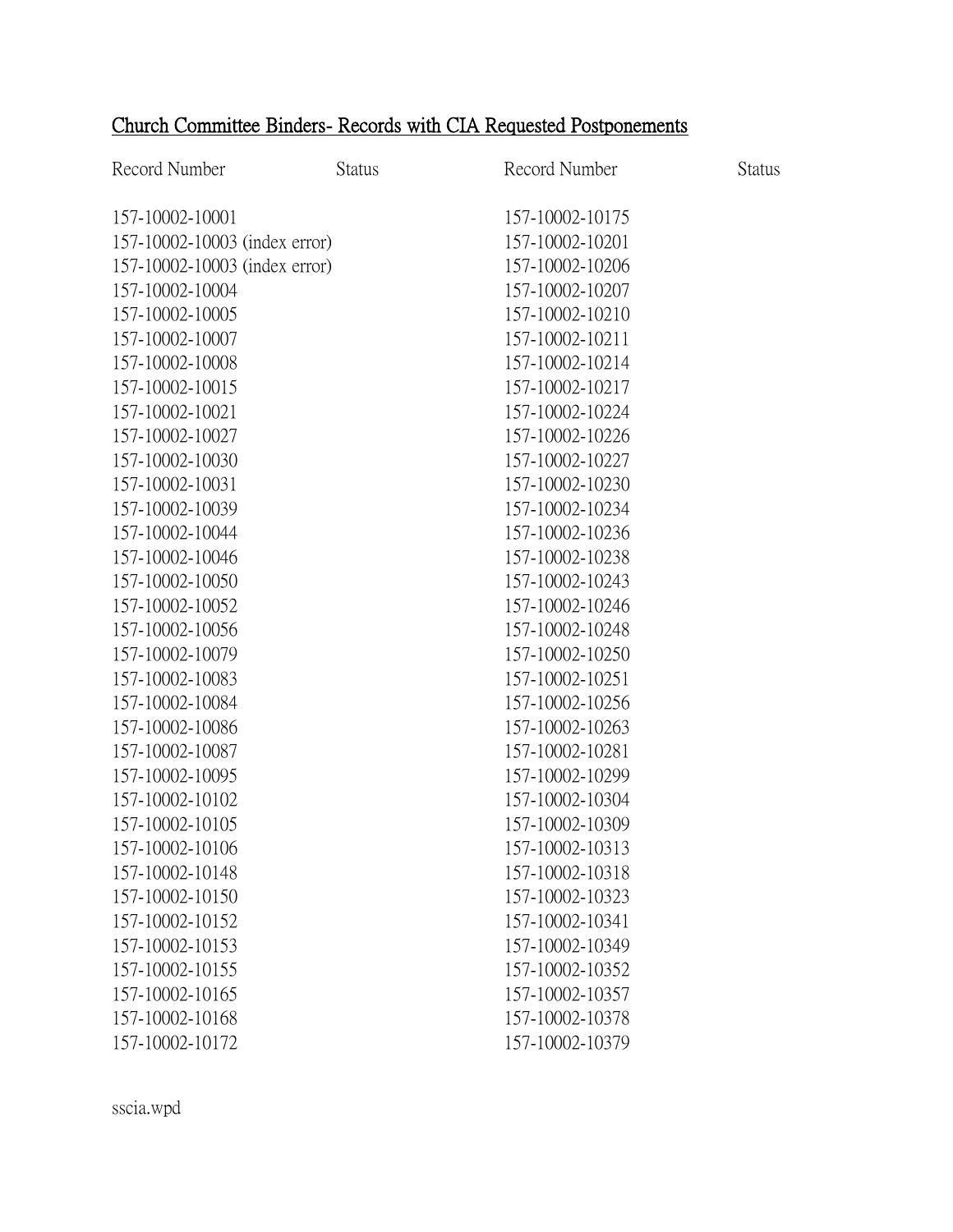## Church Committee Binders- Records with CIA Requested Postponements

| Record Number | Status | Record Number | Status |
|---|---|---|---|
| 157-10002-10001 | | 157-10002-10175 | |
| 157-10002-10003 (index error) | | 157-10002-10201 | |
| 157-10002-10003 (index error) | | 157-10002-10206 | |
| 157-10002-10004 | | 157-10002-10207 | |
| 157-10002-10005 | | 157-10002-10210 | |
| 157-10002-10007 | | 157-10002-10211 | |
| 157-10002-10008 | | 157-10002-10214 | |
| 157-10002-10015 | | 157-10002-10217 | |
| 157-10002-10021 | | 157-10002-10224 | |
| 157-10002-10027 | | 157-10002-10226 | |
| 157-10002-10030 | | 157-10002-10227 | |
| 157-10002-10031 | | 157-10002-10230 | |
| 157-10002-10039 | | 157-10002-10234 | |
| 157-10002-10044 | | 157-10002-10236 | |
| 157-10002-10046 | | 157-10002-10238 | |
| 157-10002-10050 | | 157-10002-10243 | |
| 157-10002-10052 | | 157-10002-10246 | |
| 157-10002-10056 | | 157-10002-10248 | |
| 157-10002-10079 | | 157-10002-10250 | |
| 157-10002-10083 | | 157-10002-10251 | |
| 157-10002-10084 | | 157-10002-10256 | |
| 157-10002-10086 | | 157-10002-10263 | |
| 157-10002-10087 | | 157-10002-10281 | |
| 157-10002-10095 | | 157-10002-10299 | |
| 157-10002-10102 | | 157-10002-10304 | |
| 157-10002-10105 | | 157-10002-10309 | |
| 157-10002-10106 | | 157-10002-10313 | |
| 157-10002-10148 | | 157-10002-10318 | |
| 157-10002-10150 | | 157-10002-10323 | |
| 157-10002-10152 | | 157-10002-10341 | |
| 157-10002-10153 | | 157-10002-10349 | |
| 157-10002-10155 | | 157-10002-10352 | |
| 157-10002-10165 | | 157-10002-10357 | |
| 157-10002-10168 | | 157-10002-10378 | |
| 157-10002-10172 | | 157-10002-10379 | |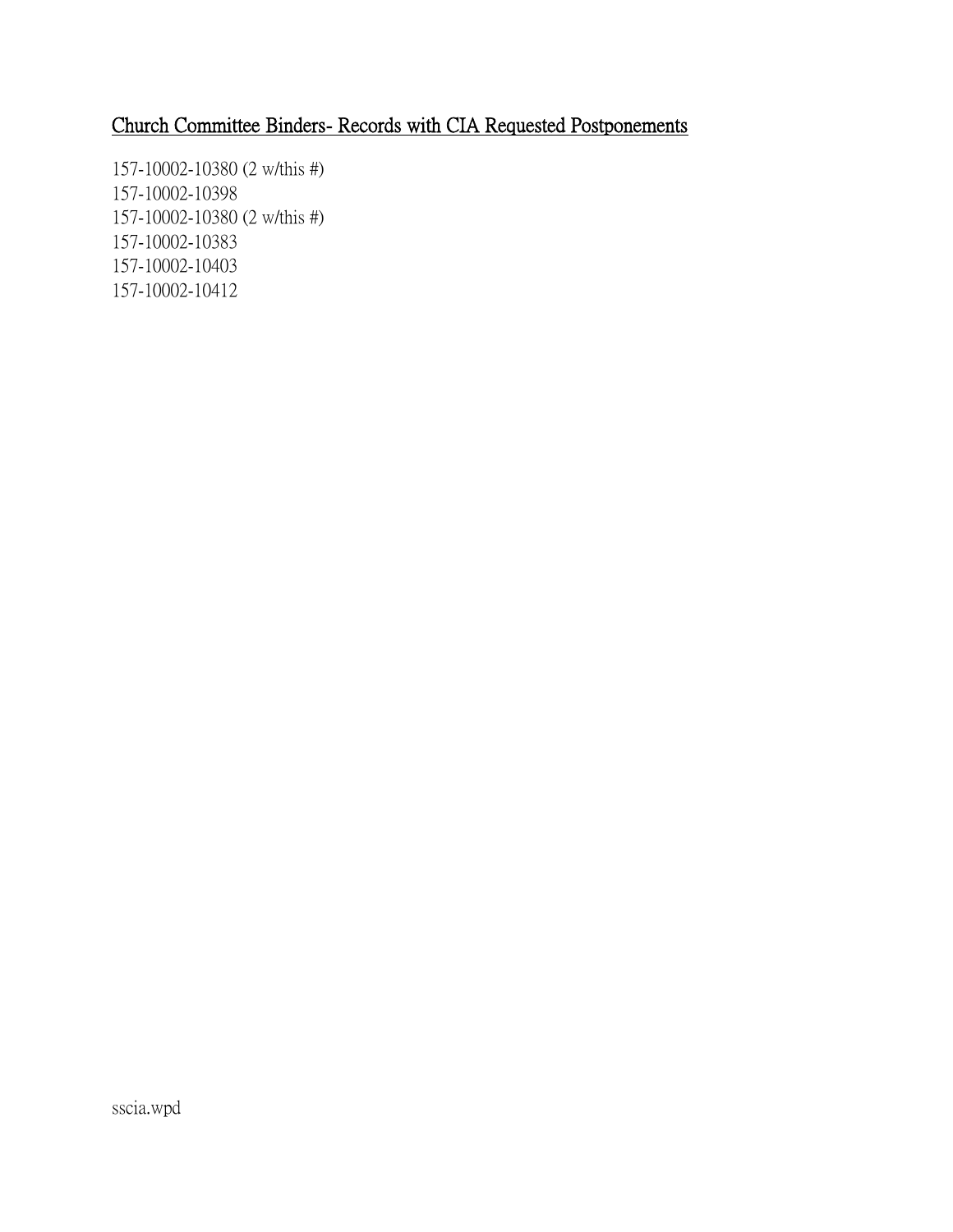# Church Committee Binders- Records with CIA Requested Postponements

157-10002-10380 (2 w/this #)
157-10002-10398
157-10002-10380 (2 w/this #)
157-10002-10383
157-10002-10403
157-10002-10412

sscia.wpd